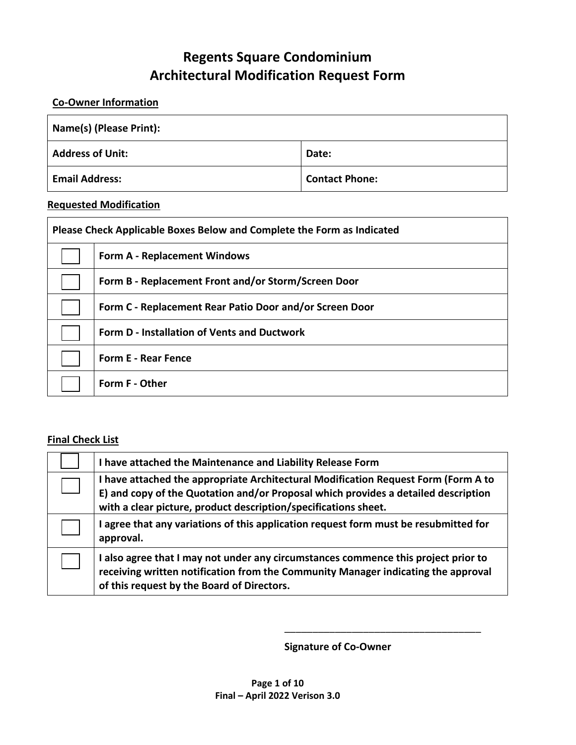# Regents Square Condominium
# Architectural Modification Request Form

**Co-Owner Information**

| | |
|---|---|
| **Name(s) (Please Print):** | |
| **Address of Unit:** | **Date:** |
| **Email Address:** | **Contact Phone:** |

**Requested Modification**

| | |
|---|---|
| **Please Check Applicable Boxes Below and Complete the Form as Indicated** | |
| ☐ | **Form A - Replacement Windows** |
| ☐ | **Form B - Replacement Front and/or Storm/Screen Door** |
| ☐ | **Form C - Replacement Rear Patio Door and/or Screen Door** |
| ☐ | **Form D - Installation of Vents and Ductwork** |
| ☐ | **Form E - Rear Fence** |
| ☐ | **Form F - Other** |

**Final Check List**

| | |
|---|---|
| ☐ | **I have attached the Maintenance and Liability Release Form** |
| ☐ | **I have attached the appropriate Architectural Modification Request Form (Form A to E) and copy of the Quotation and/or Proposal which provides a detailed description with a clear picture, product description/specifications sheet.** |
| ☐ | **I agree that any variations of this application request form must be resubmitted for approval.** |
| ☐ | **I also agree that I may not under any circumstances commence this project prior to receiving written notification from the Community Manager indicating the approval of this request by the Board of Directors.** |

_____________________________________

**Signature of Co-Owner**

**Final – April 2022 Verison 3.0**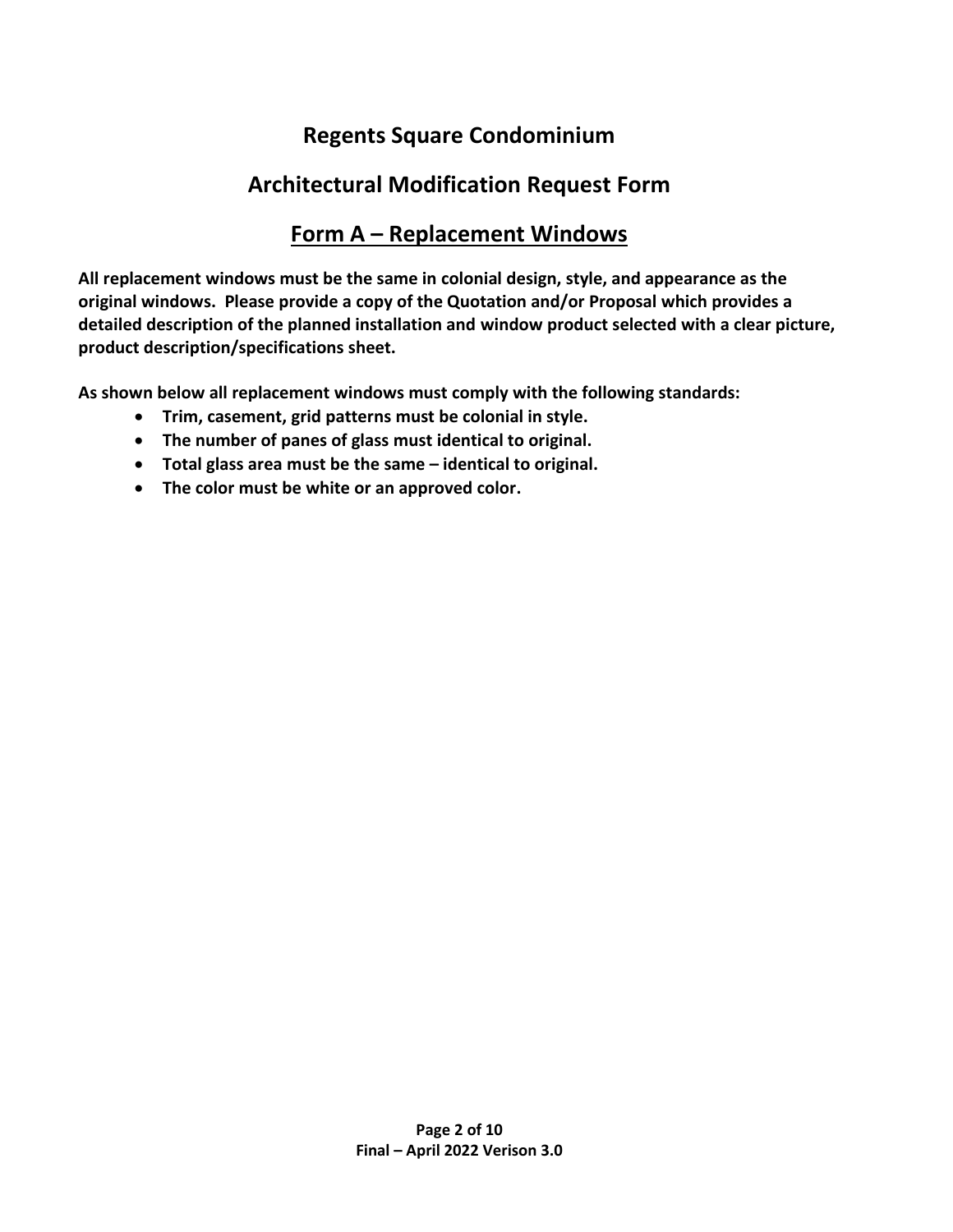# Regents Square Condominium

## Architectural Modification Request Form

## Form A – Replacement Windows

**All replacement windows must be the same in colonial design, style, and appearance as the original windows. Please provide a copy of the Quotation and/or Proposal which provides a detailed description of the planned installation and window product selected with a clear picture, product description/specifications sheet.**

**As shown below all replacement windows must comply with the following standards:**

- **Trim, casement, grid patterns must be colonial in style.**
- **The number of panes of glass must identical to original.**
- **Total glass area must be the same – identical to original.**
- **The color must be white or an approved color.**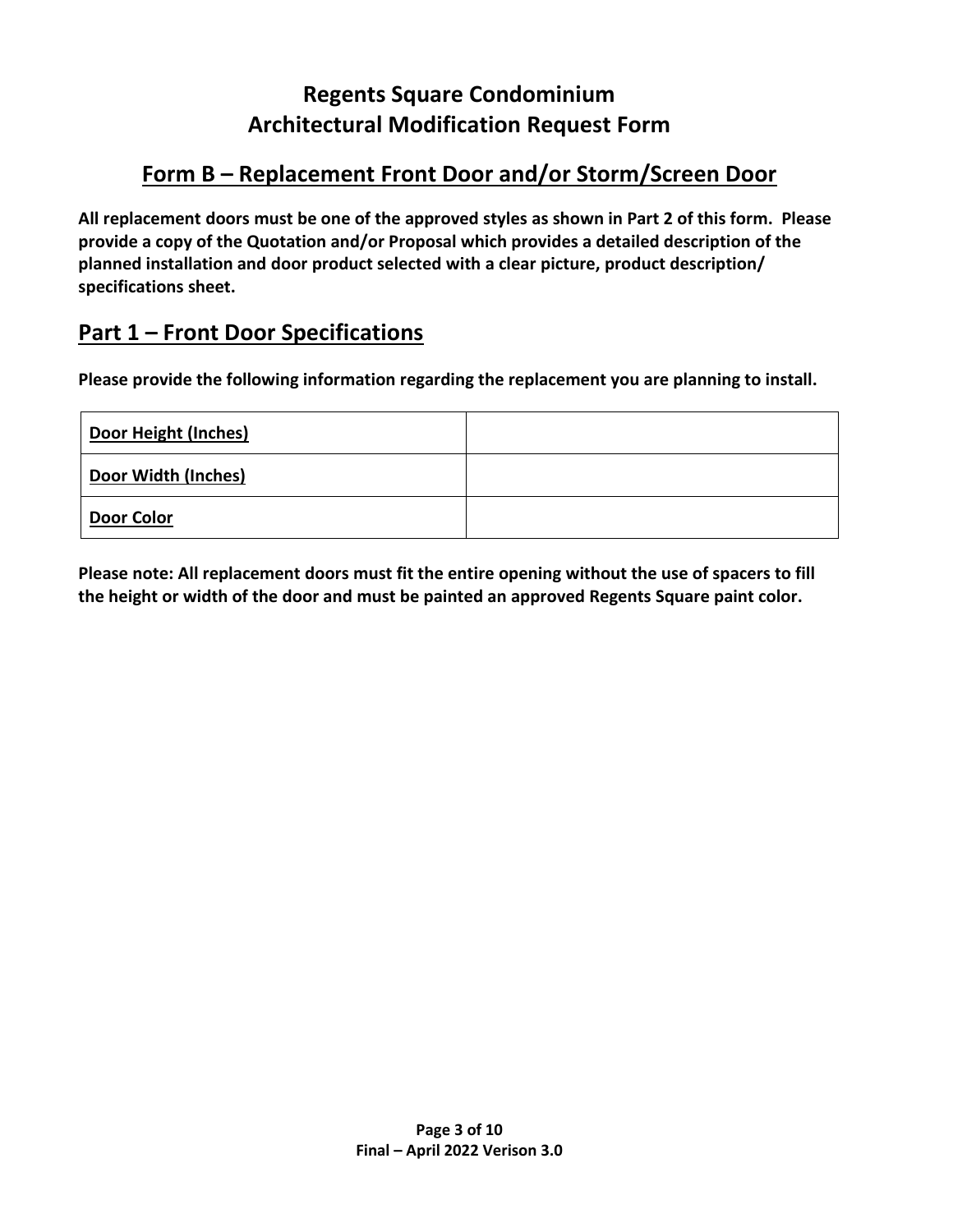# Regents Square Condominium
# Architectural Modification Request Form

## Form B – Replacement Front Door and/or Storm/Screen Door

**All replacement doors must be one of the approved styles as shown in Part 2 of this form. Please provide a copy of the Quotation and/or Proposal which provides a detailed description of the planned installation and door product selected with a clear picture, product description/ specifications sheet.**

## Part 1 – Front Door Specifications

**Please provide the following information regarding the replacement you are planning to install.**

| | |
|---|---|
| **Door Height (Inches)** | |
| **Door Width (Inches)** | |
| **Door Color** | |

**Please note: All replacement doors must fit the entire opening without the use of spacers to fill the height or width of the door and must be painted an approved Regents Square paint color.**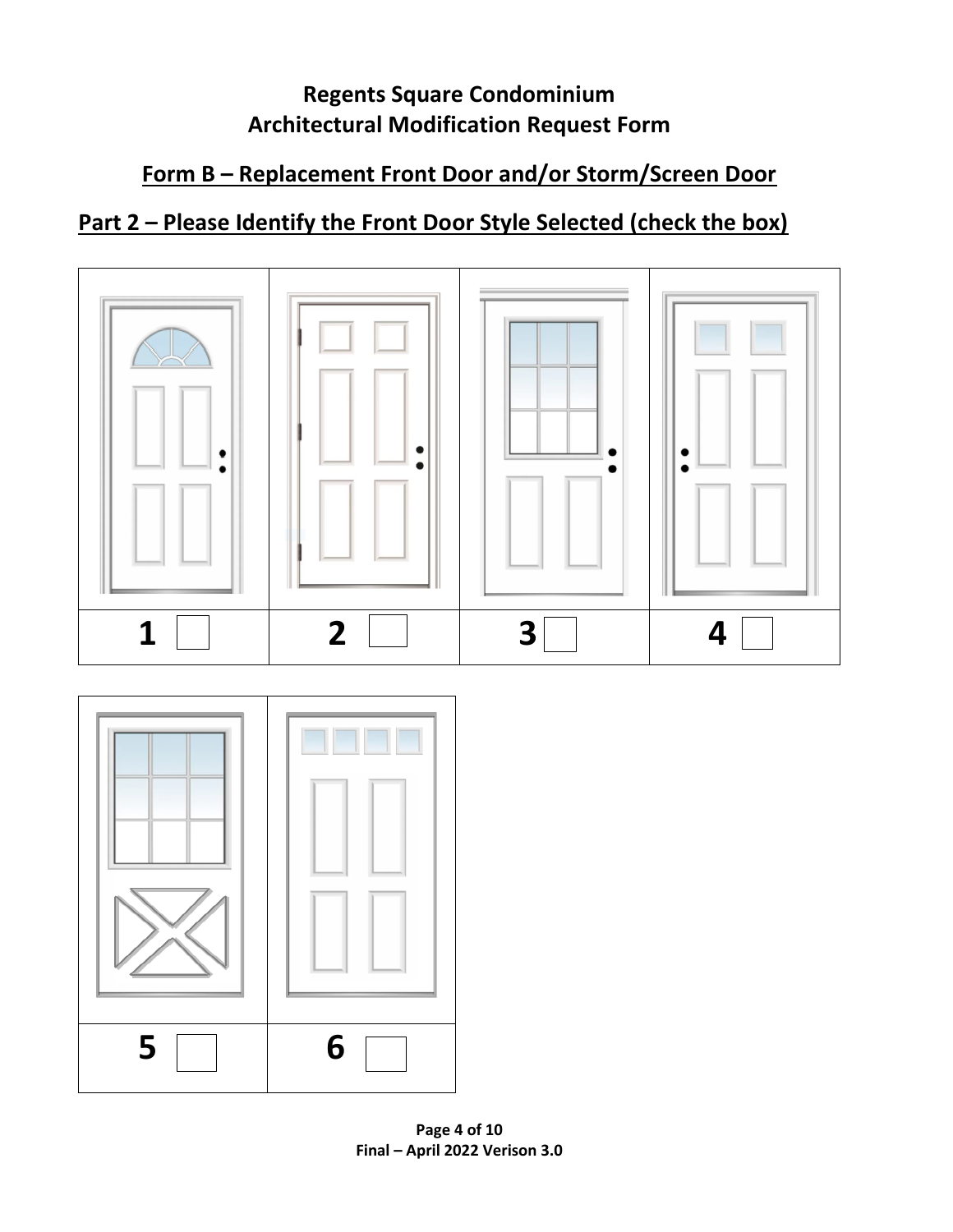# Regents Square Condominium
# Architectural Modification Request Form

## Form B – Replacement Front Door and/or Storm/Screen Door

## Part 2 – Please Identify the Front Door Style Selected (check the box)

| | | | |
|---|---|---|---|
| 1 ☐ | 2 ☐ | 3 ☐ | 4 ☐ |

| | |
|---|---|
| 5 ☐ | 6 ☐ |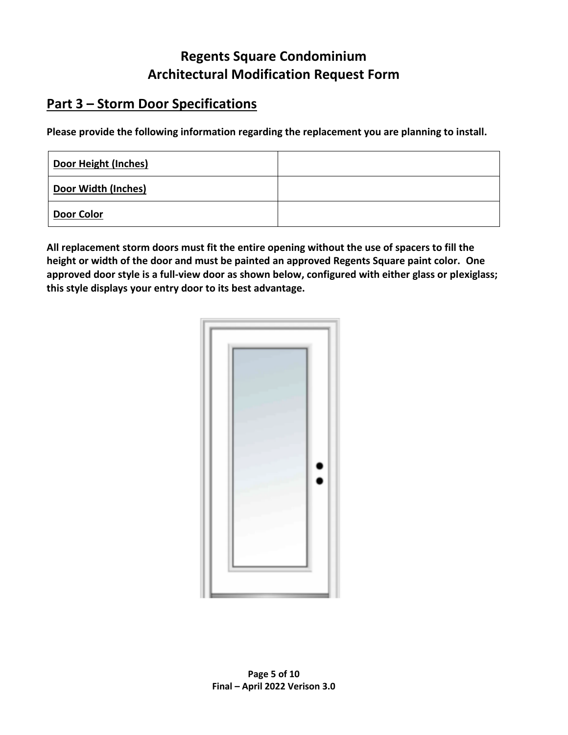# Regents Square Condominium
# Architectural Modification Request Form

## Part 3 – Storm Door Specifications

**Please provide the following information regarding the replacement you are planning to install.**

| | |
|---|---|
| **Door Height (Inches)** | |
| **Door Width (Inches)** | |
| **Door Color** | |

**All replacement storm doors must fit the entire opening without the use of spacers to fill the height or width of the door and must be painted an approved Regents Square paint color. One approved door style is a full-view door as shown below, configured with either glass or plexiglass; this style displays your entry door to its best advantage.**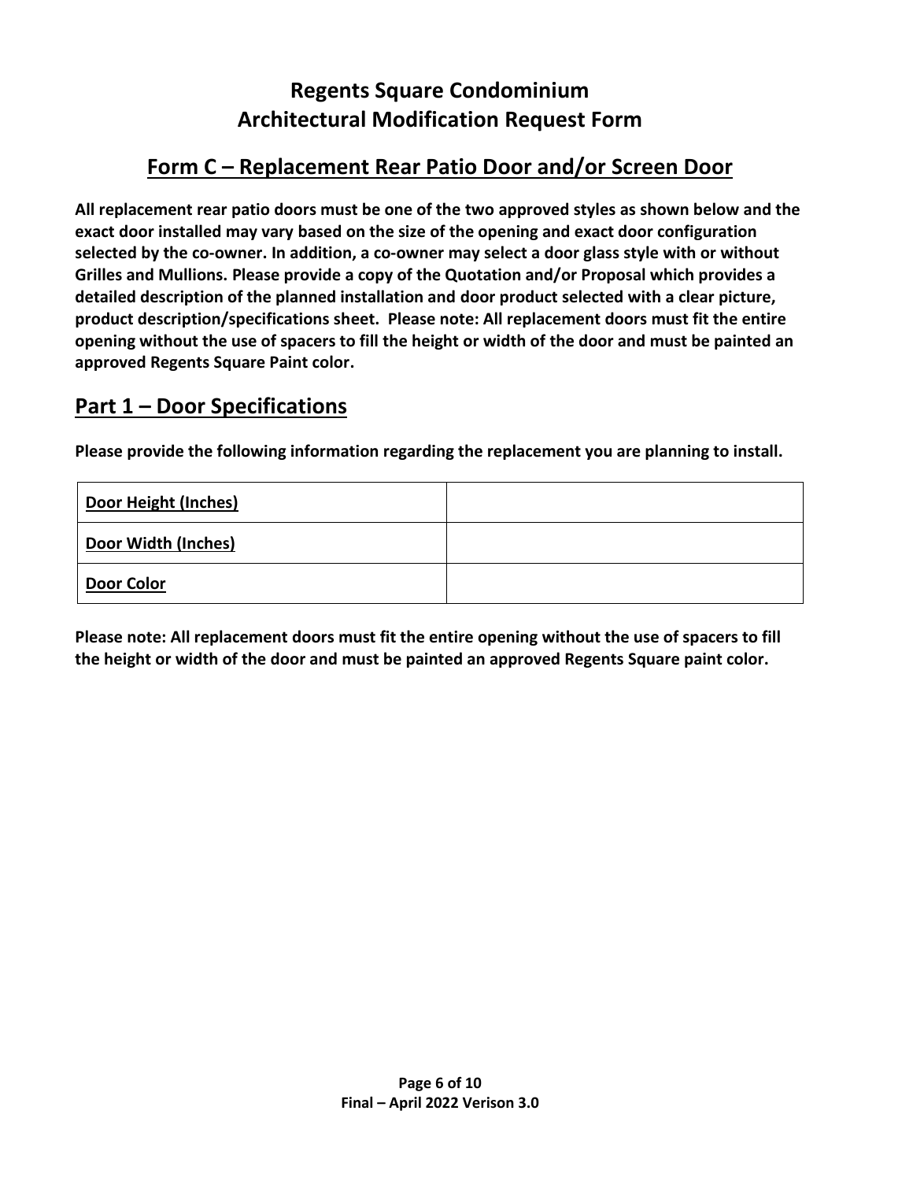# Regents Square Condominium
# Architectural Modification Request Form

## Form C – Replacement Rear Patio Door and/or Screen Door

**All replacement rear patio doors must be one of the two approved styles as shown below and the exact door installed may vary based on the size of the opening and exact door configuration selected by the co-owner. In addition, a co-owner may select a door glass style with or without Grilles and Mullions. Please provide a copy of the Quotation and/or Proposal which provides a detailed description of the planned installation and door product selected with a clear picture, product description/specifications sheet. Please note: All replacement doors must fit the entire opening without the use of spacers to fill the height or width of the door and must be painted an approved Regents Square Paint color.**

## Part 1 – Door Specifications

**Please provide the following information regarding the replacement you are planning to install.**

| | |
|---|---|
| **Door Height (Inches)** | |
| **Door Width (Inches)** | |
| **Door Color** | |

**Please note: All replacement doors must fit the entire opening without the use of spacers to fill the height or width of the door and must be painted an approved Regents Square paint color.**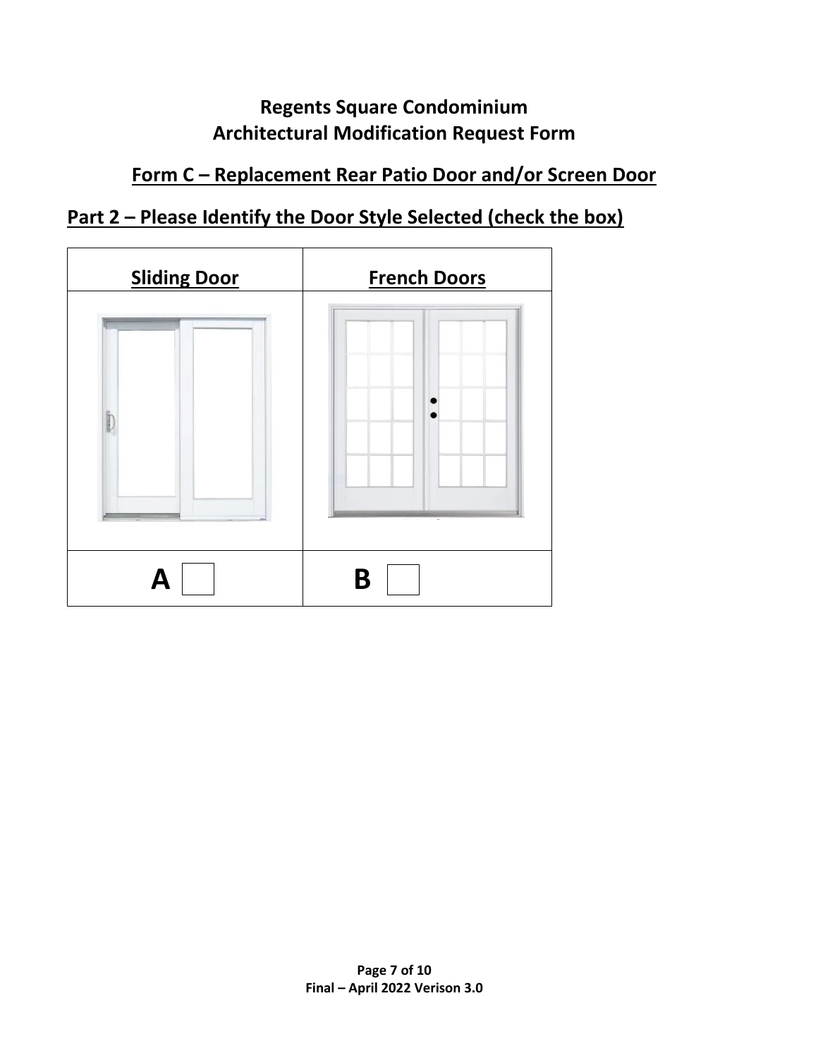# Regents Square Condominium
# Architectural Modification Request Form

## Form C – Replacement Rear Patio Door and/or Screen Door

## Part 2 – Please Identify the Door Style Selected (check the box)

| Sliding Door | French Doors |
|---|---|
| | |
| A ☐ | B ☐ |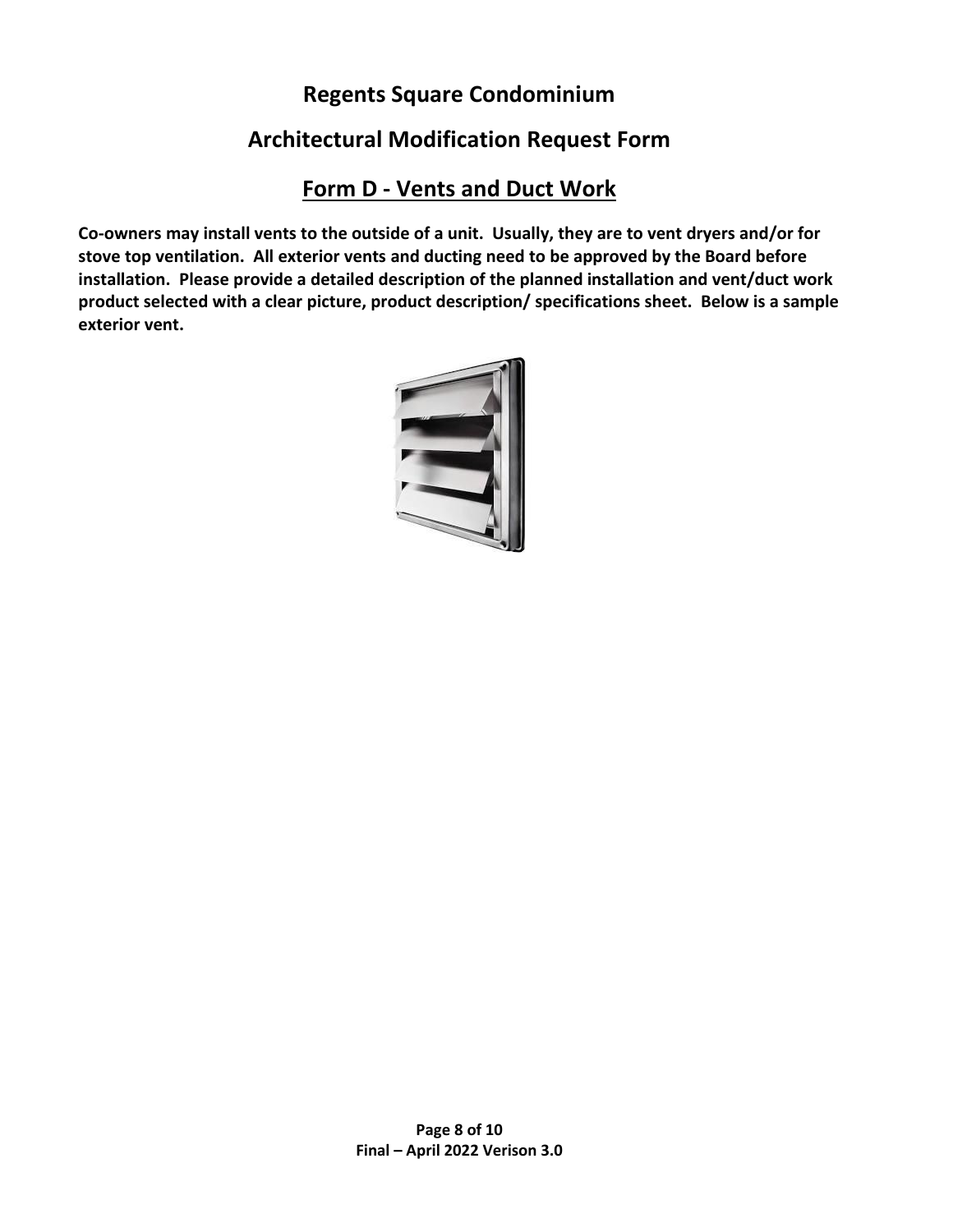# Regents Square Condominium

## Architectural Modification Request Form

## Form D - Vents and Duct Work

**Co-owners may install vents to the outside of a unit. Usually, they are to vent dryers and/or for stove top ventilation. All exterior vents and ducting need to be approved by the Board before installation. Please provide a detailed description of the planned installation and vent/duct work product selected with a clear picture, product description/ specifications sheet. Below is a sample exterior vent.**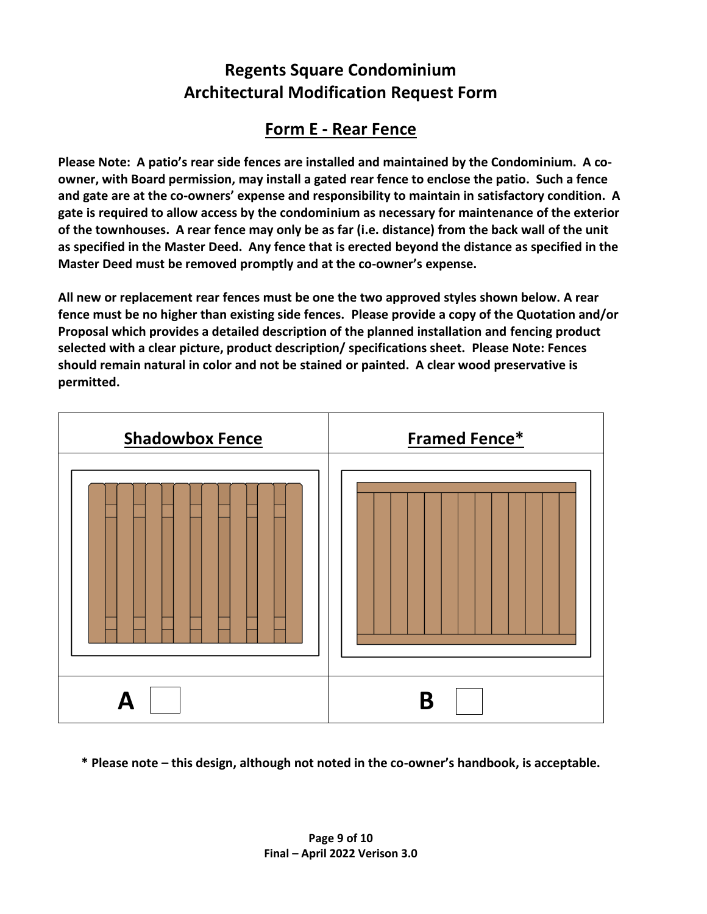# Regents Square Condominium
# Architectural Modification Request Form

## Form E - Rear Fence

**Please Note: A patio's rear side fences are installed and maintained by the Condominium. A co-owner, with Board permission, may install a gated rear fence to enclose the patio. Such a fence and gate are at the co-owners' expense and responsibility to maintain in satisfactory condition. A gate is required to allow access by the condominium as necessary for maintenance of the exterior of the townhouses. A rear fence may only be as far (i.e. distance) from the back wall of the unit as specified in the Master Deed. Any fence that is erected beyond the distance as specified in the Master Deed must be removed promptly and at the co-owner's expense.**

**All new or replacement rear fences must be one the two approved styles shown below. A rear fence must be no higher than existing side fences. Please provide a copy of the Quotation and/or Proposal which provides a detailed description of the planned installation and fencing product selected with a clear picture, product description/ specifications sheet. Please Note: Fences should remain natural in color and not be stained or painted. A clear wood preservative is permitted.**

| **Shadowbox Fence** | **Framed Fence*** |
|---|---|
| | |
| **A** ☐ | **B** ☐ |

**\* Please note – this design, although not noted in the co-owner's handbook, is acceptable.**

**Final – April 2022 Verison 3.0**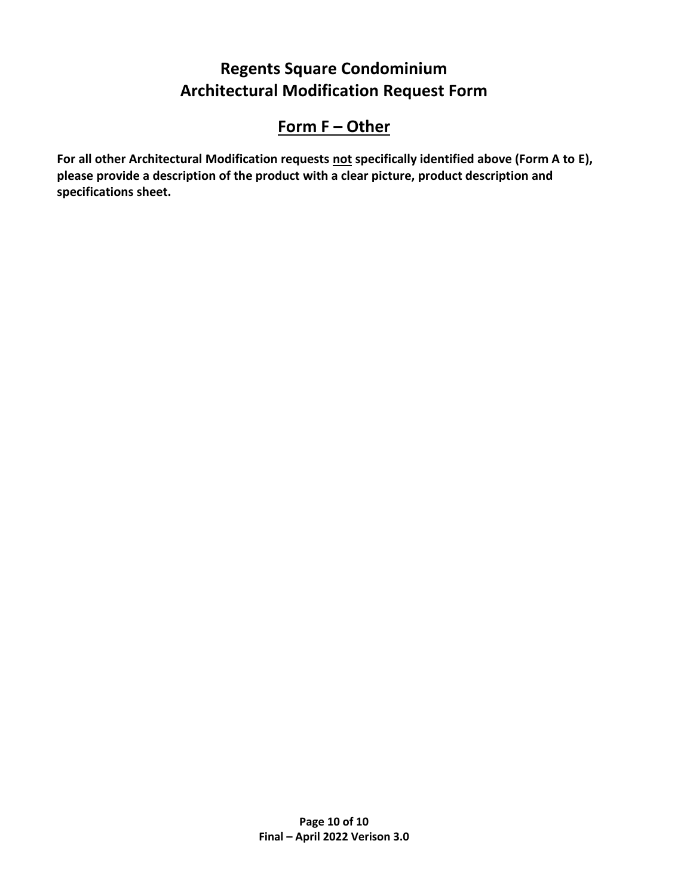# Regents Square Condominium
# Architectural Modification Request Form

## Form F – Other

**For all other Architectural Modification requests not specifically identified above (Form A to E), please provide a description of the product with a clear picture, product description and specifications sheet.**

**Final – April 2022 Verison 3.0**